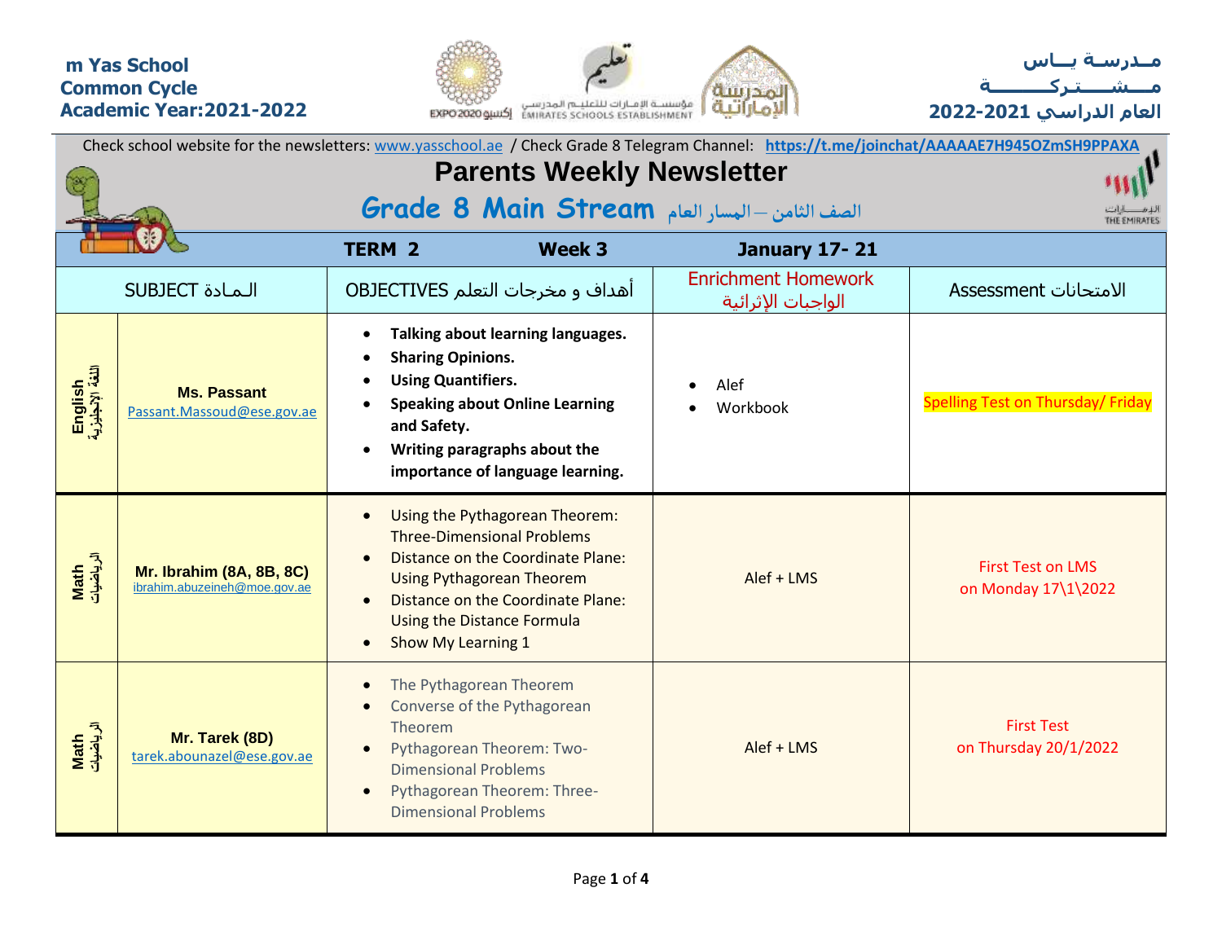m Yas School
Common Cycle
Academic Year:2021-2022

مــدرسـة يــاس
مـــشـــتـركـــــــة
العام الدراسي 2021-2022

Check school website for the newsletters: www.yasschool.ae / Check Grade 8 Telegram Channel: https://t.me/joinchat/AAAAAE7H945OZmSH9PPAXA

# Parents Weekly Newsletter

## Grade 8 Main Stream الصف الثامن – المسار العام

| TERM 2 | | Week 3 | January 17- 21 | |
|---|---|---|---|---|
| SUBJECT الـمـادة | | OBJECTIVES أهداف و مخرجات التعلم | Enrichment Homework الواجبات الإثرائية | Assessment الامتحانات |
| English اللغة الإنجليزية | Ms. Passant Passant.Massoud@ese.gov.ae | • **Talking about learning languages.**<br>• **Sharing Opinions.**<br>• **Using Quantifiers.**<br>• **Speaking about Online Learning and Safety.**<br>• **Writing paragraphs about the importance of language learning.** | • Alef<br>• Workbook | Spelling Test on Thursday/ Friday |
| Math الرياضيات | Mr. Ibrahim (8A, 8B, 8C) ibrahim.abuzeineh@moe.gov.ae | • Using the Pythagorean Theorem: Three-Dimensional Problems<br>• Distance on the Coordinate Plane: Using Pythagorean Theorem<br>• Distance on the Coordinate Plane: Using the Distance Formula<br>• Show My Learning 1 | Alef + LMS | First Test on LMS on Monday 17\1\2022 |
| Math الرياضيات | Mr. Tarek (8D) tarek.abounazel@ese.gov.ae | • The Pythagorean Theorem<br>• Converse of the Pythagorean Theorem<br>• Pythagorean Theorem: Two-Dimensional Problems<br>• Pythagorean Theorem: Three-Dimensional Problems | Alef + LMS | First Test on Thursday 20/1/2022 |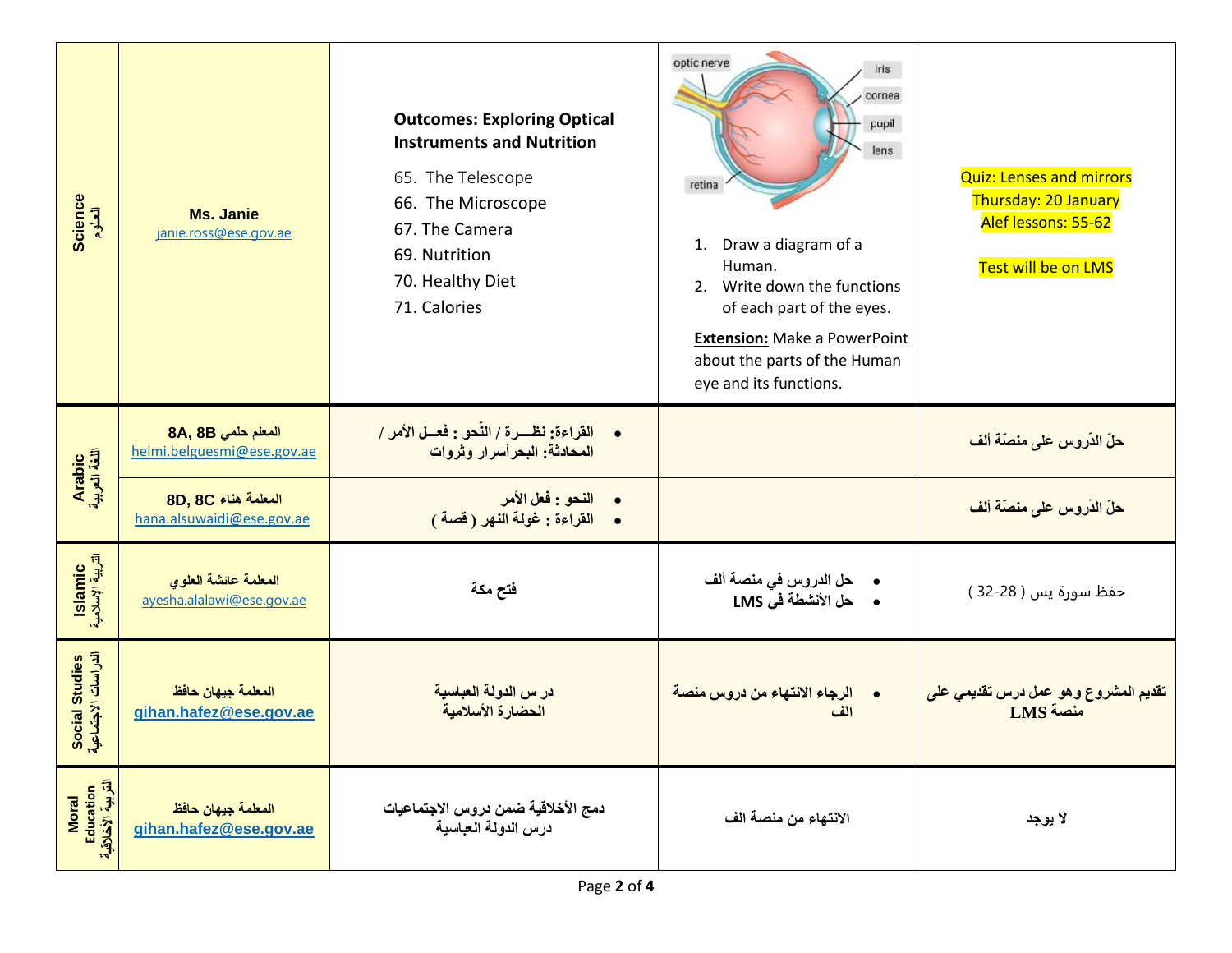| Science العلوم | Ms. Janie janie.ross@ese.gov.ae | **Outcomes: Exploring Optical Instruments and Nutrition** 65. The Telescope 66. The Microscope 67. The Camera 69. Nutrition 70. Healthy Diet 71. Calories | optic nerve, Iris, cornea, pupil, lens, retina 1. Draw a diagram of a Human. 2. Write down the functions of each part of the eyes. **Extension:** Make a PowerPoint about the parts of the Human eye and its functions. | Quiz: Lenses and mirrors Thursday: 20 January Alef lessons: 55-62 Test will be on LMS |
|---|---|---|---|---|
| Arabic اللغة العربية | المعلم حلمي 8A, 8B helmi.belguesmi@ese.gov.ae | • القراءة: نظـــرة / النّحو : فعــل الأمر / المحادثة: البحرأسرار وثروات | | حلّ الدّروس على منصّة ألف |
| | المعلمة هناء 8D, 8C hana.alsuwaidi@ese.gov.ae | • النحو : فعل الأمر • القراءة : غولة النهر ( قصة ) | | حلّ الدّروس على منصّة ألف |
| Islamic التربية الإسلامية | المعلمة عائشة العلوي ayesha.alalawi@ese.gov.ae | فتح مكة | • حل الدروس في منصة ألف • حل الأنشطة في LMS | حفظ سورة يس ( 28-32 ) |
| Social Studies الدراسات الاجتماعية | المعلمة جيهان حافظ gihan.hafez@ese.gov.ae | در س الدولة العباسية الحضارة الأسلامية | • الرجاء الانتهاء من دروس منصة الف | تقديم المشروع وهو عمل درس تقديمي على منصة LMS |
| Moral Education التربية الأخلاقية | المعلمة جيهان حافظ gihan.hafez@ese.gov.ae | دمج الأخلاقية ضمن دروس الاجتماعيات درس الدولة العباسية | الانتهاء من منصة الف | لا يوجد |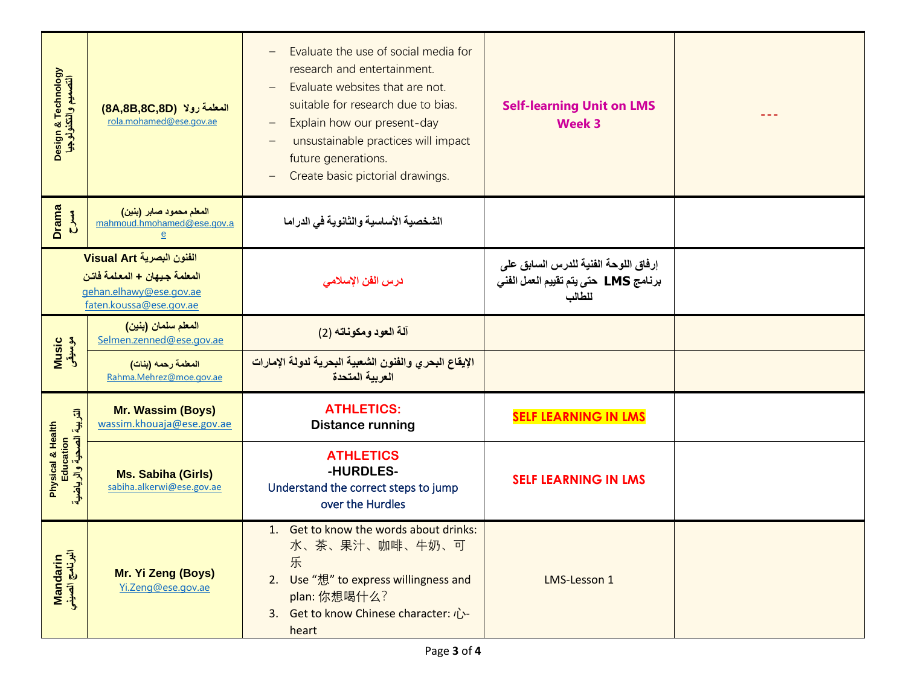| | | | | |
|---|---|---|---|---|
| Design & Technology التصميم والتكنولوجيا | المعلمة رولا (8A,8B,8C,8D) rola.mohamed@ese.gov.ae | – Evaluate the use of social media for research and entertainment.<br>– Evaluate websites that are not. suitable for research due to bias.<br>– Explain how our present-day<br>– unsustainable practices will impact future generations.<br>– Create basic pictorial drawings. | **Self-learning Unit on LMS Week 3** | --- |
| Drama مسرح | المعلم محمود صابر (بنين) mahmoud.hmohamed@ese.gov.ae | الشخصية الأساسية والثانوية في الدراما | | |
| Visual Art الفنون البصرية | المعلمة جيهان + المعلمة فاتن gehan.elhawy@ese.gov.ae faten.koussa@ese.gov.ae | درس الفن الإسلامي | إرفاق اللوحة الفنية للدرس السابق على برنامج LMS حتى يتم تقييم العمل الفني للطالب | |
| Music موسيقى | المعلم سلمان (بنين) Selmen.zenned@ese.gov.ae | آلة العود ومكوناته (2) | | |
| | المعلمة رحمه (بنات) Rahma.Mehrez@moe.gov.ae | الإيقاع البحري والفنون الشعبية البحرية لدولة الإمارات العربية المتحدة | | |
| Physical & Health Education التربية الصحية والرياضية | **Mr. Wassim (Boys)** wassim.khouaja@ese.gov.ae | **ATHLETICS: Distance running** | **SELF LEARNING IN LMS** | |
| | **Ms. Sabiha (Girls)** sabiha.alkerwi@ese.gov.ae | **ATHLETICS -HURDLES-** Understand the correct steps to jump over the Hurdles | **SELF LEARNING IN LMS** | |
| Mandarin البرنامج الصيني | **Mr. Yi Zeng (Boys)** Yi.Zeng@ese.gov.ae | 1. Get to know the words about drinks: 水、茶、果汁、咖啡、牛奶、可乐<br>2. Use "想" to express willingness and plan: 你想喝什么?<br>3. Get to know Chinese character: 心-heart | LMS-Lesson 1 | |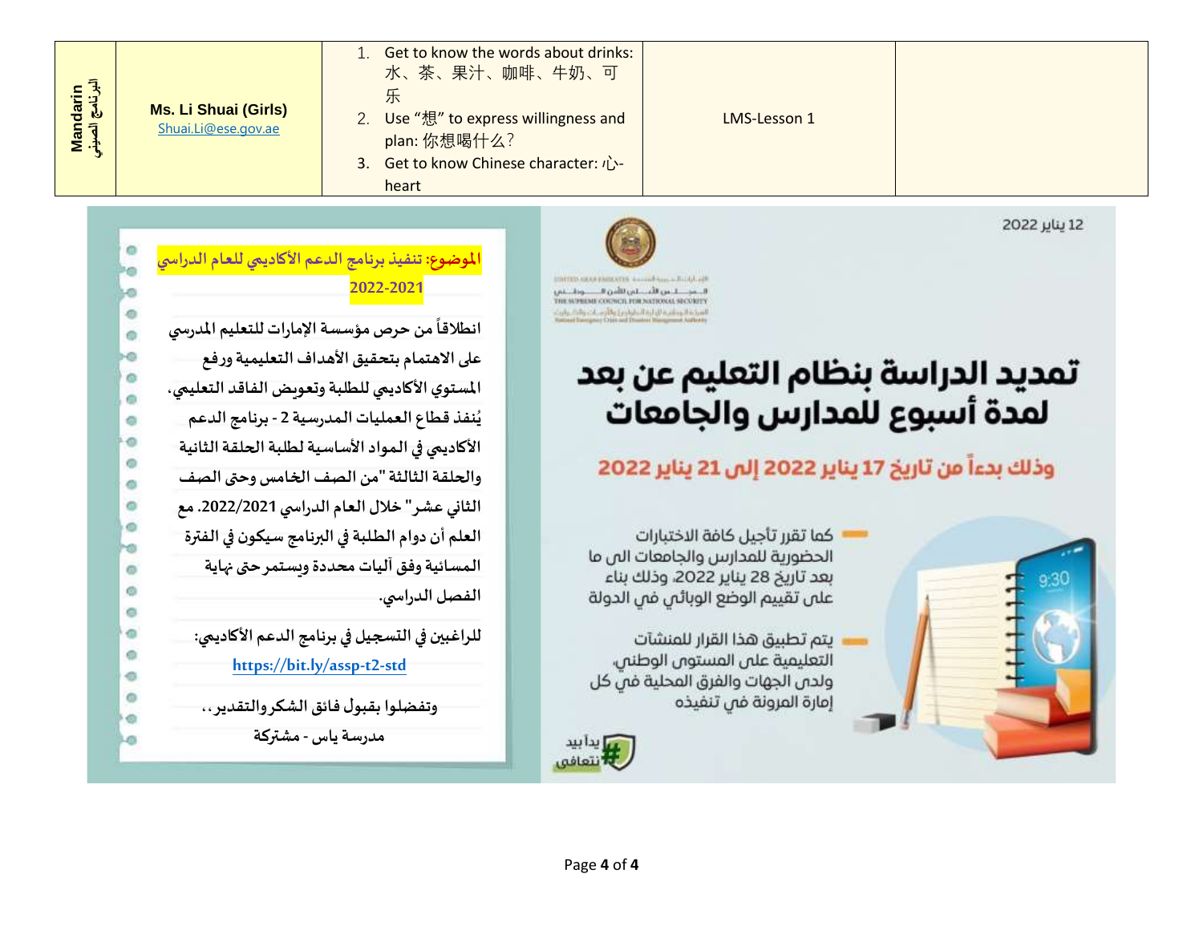| | | | | |
|---|---|---|---|---|
| Mandarin البرنامج الصيني | **Ms. Li Shuai (Girls)** Shuai.Li@ese.gov.ae | 1. Get to know the words about drinks: 水、茶、果汁、咖啡、牛奶、可乐 2. Use "想" to express willingness and plan: 你想喝什么？ 3. Get to know Chinese character: 心- heart | LMS-Lesson 1 | |

**الموضوع: تنفيذ برنامج الدعم الأكاديمي للعام الدراسي 2022-2021**

انطلاقاً من حرص مؤسسة الإمارات للتعليم المدرسي على الاهتمام بتحقيق الأهداف التعليمية ورفع المستوى الأكاديمي للطلبة وتعويض الفاقد التعليمي، يُنفذ قطاع العمليات المدرسية 2 - برنامج الدعم الأكاديمي في المواد الأساسية لطلبة الحلقة الثانية والحلقة الثالثة "من الصف الخامس وحتى الصف الثاني عشر" خلال العام الدراسي 2022/2021. مع العلم أن دوام الطلبة في البرنامج سيكون في الفترة المسائية وفق آليات محددة ويستمر حتى نهاية الفصل الدراسي.

للراغبين في التسجيل في برنامج الدعم الأكاديمي:

https://bit.ly/assp-t2-std

وتفضلوا بقبول فائق الشكروالتقدير،،

مدرسة ياس - مشتركة

12 يناير 2022

الإمارات العربية المتحدة
المجلس الأعلى للأمن الوطني
THE SUPREME COUNCIL FOR NATIONAL SECURITY
الهيئة الوطنية لإدارة الطوارئ والأزمات والكوارث
National Emergency Crisis and Disaster Management Authority

# تمديد الدراسة بنظام التعليم عن بعد لمدة أسبوع للمدارس والجامعات

## وذلك بدءاً من تاريخ 17 يناير 2022 إلى 21 يناير 2022

- كما تقرر تأجيل كافة الاختبارات الحضورية للمدارس والجامعات الى ما بعد تاريخ 28 يناير 2022، وذلك بناء على تقييم الوضع الوبائي في الدولة
- يتم تطبيق هذا القرار للمنشآت التعليمية على المستوى الوطني ولدى الجهات والفرق المحلية في كل إمارة المرونة في تنفيذه

#يداً بيد نتعافى